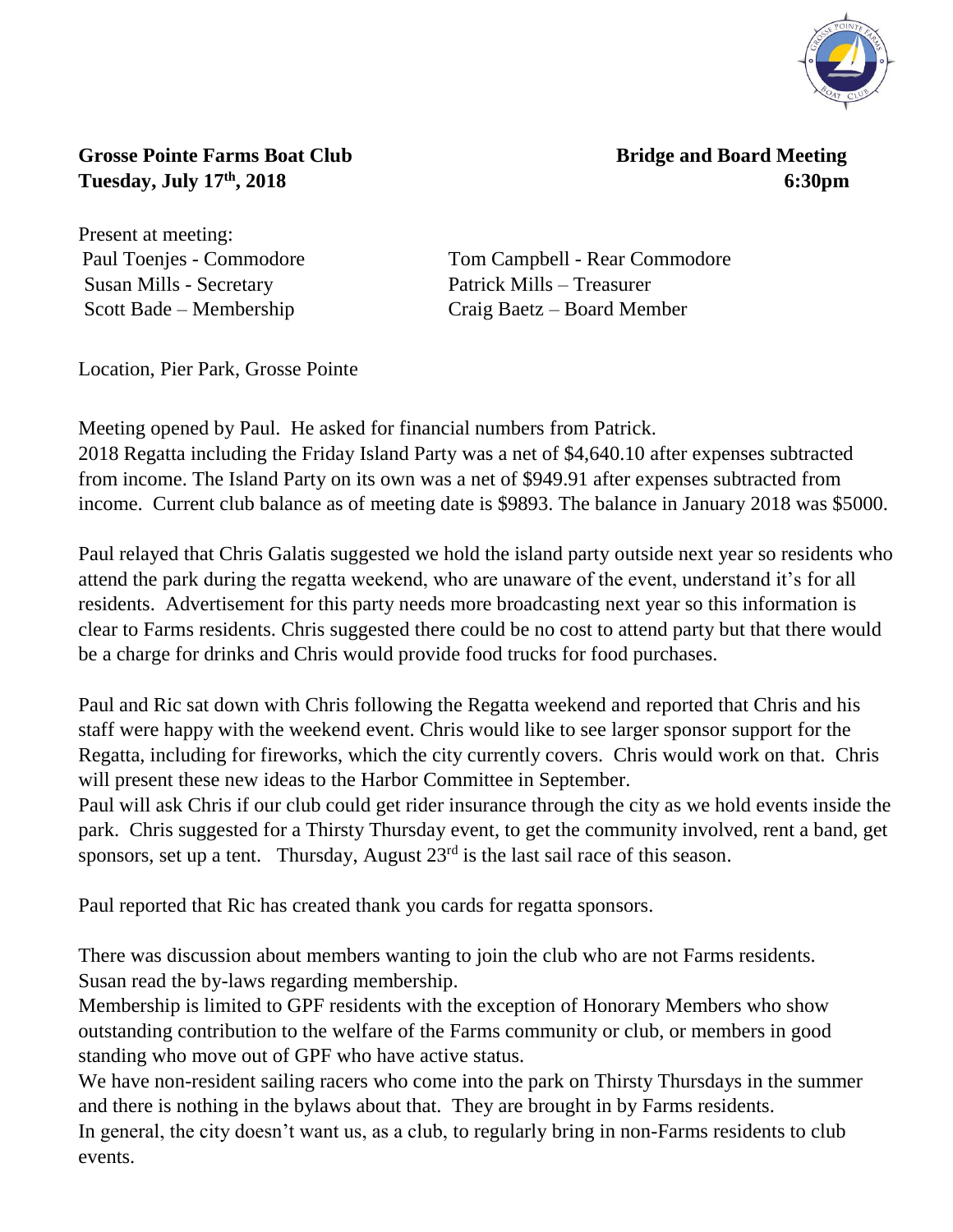**Grosse Pointe Farms Boat Club** **Bridge and Board Meeting**
**Tuesday, July 17th, 2018** **6:30pm**

Present at meeting:

| | |
|---|---|
| Paul Toenjes - Commodore | Tom Campbell - Rear Commodore |
| Susan Mills - Secretary | Patrick Mills – Treasurer |
| Scott Bade – Membership | Craig Baetz – Board Member |

Location, Pier Park, Grosse Pointe

Meeting opened by Paul. He asked for financial numbers from Patrick.
2018 Regatta including the Friday Island Party was a net of $4,640.10 after expenses subtracted from income. The Island Party on its own was a net of $949.91 after expenses subtracted from income. Current club balance as of meeting date is $9893. The balance in January 2018 was $5000.

Paul relayed that Chris Galatis suggested we hold the island party outside next year so residents who attend the park during the regatta weekend, who are unaware of the event, understand it's for all residents. Advertisement for this party needs more broadcasting next year so this information is clear to Farms residents. Chris suggested there could be no cost to attend party but that there would be a charge for drinks and Chris would provide food trucks for food purchases.

Paul and Ric sat down with Chris following the Regatta weekend and reported that Chris and his staff were happy with the weekend event. Chris would like to see larger sponsor support for the Regatta, including for fireworks, which the city currently covers. Chris would work on that. Chris will present these new ideas to the Harbor Committee in September.
Paul will ask Chris if our club could get rider insurance through the city as we hold events inside the park. Chris suggested for a Thirsty Thursday event, to get the community involved, rent a band, get sponsors, set up a tent. Thursday, August 23rd is the last sail race of this season.

Paul reported that Ric has created thank you cards for regatta sponsors.

There was discussion about members wanting to join the club who are not Farms residents.
Susan read the by-laws regarding membership.
Membership is limited to GPF residents with the exception of Honorary Members who show outstanding contribution to the welfare of the Farms community or club, or members in good standing who move out of GPF who have active status.
We have non-resident sailing racers who come into the park on Thirsty Thursdays in the summer and there is nothing in the bylaws about that. They are brought in by Farms residents.
In general, the city doesn't want us, as a club, to regularly bring in non-Farms residents to club events.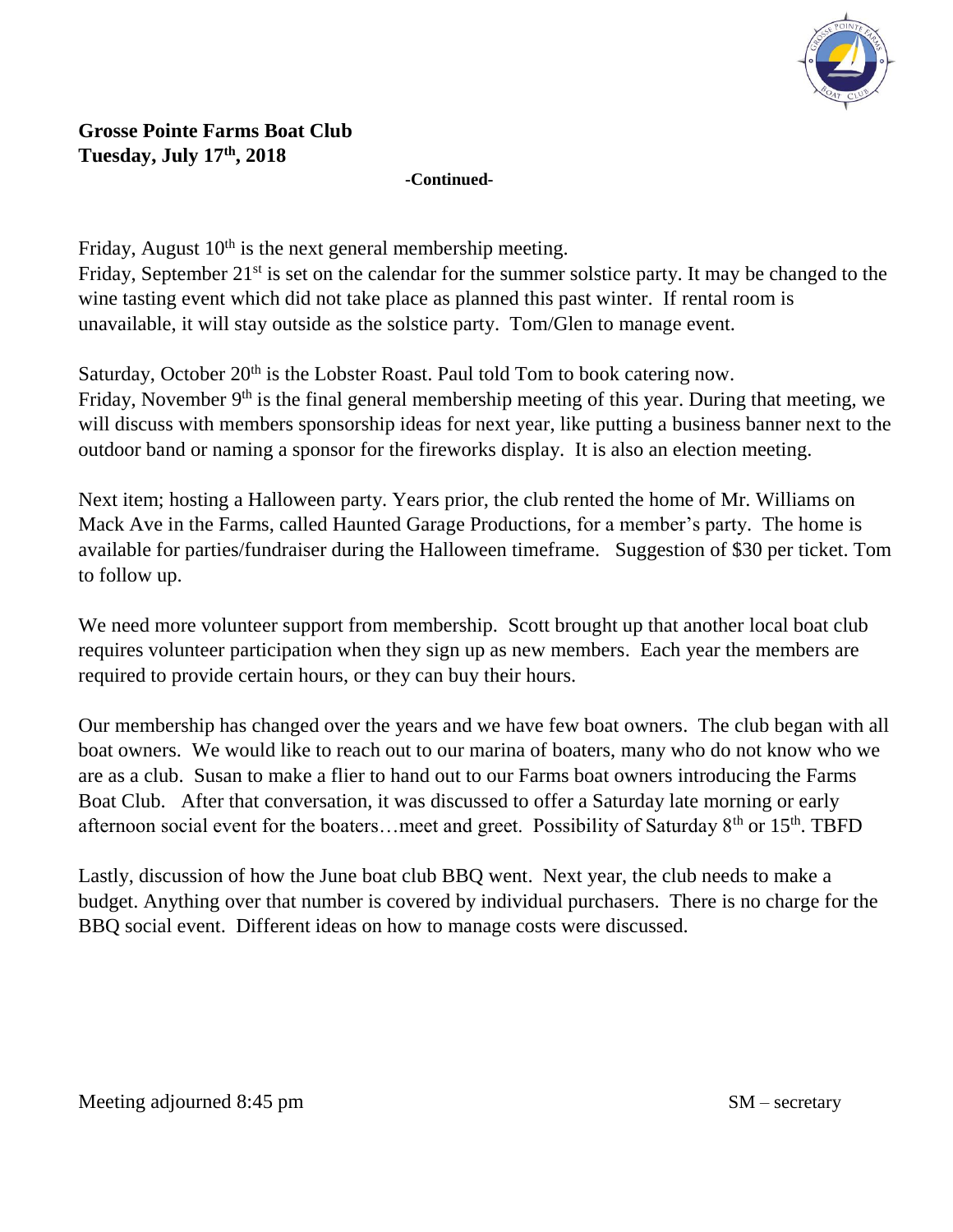**Grosse Pointe Farms Boat Club**
**Tuesday, July 17th, 2018**

**-Continued-**

Friday, August 10th is the next general membership meeting.
Friday, September 21st is set on the calendar for the summer solstice party. It may be changed to the wine tasting event which did not take place as planned this past winter. If rental room is unavailable, it will stay outside as the solstice party. Tom/Glen to manage event.

Saturday, October 20th is the Lobster Roast. Paul told Tom to book catering now.
Friday, November 9th is the final general membership meeting of this year. During that meeting, we will discuss with members sponsorship ideas for next year, like putting a business banner next to the outdoor band or naming a sponsor for the fireworks display. It is also an election meeting.

Next item; hosting a Halloween party. Years prior, the club rented the home of Mr. Williams on Mack Ave in the Farms, called Haunted Garage Productions, for a member's party. The home is available for parties/fundraiser during the Halloween timeframe. Suggestion of $30 per ticket. Tom to follow up.

We need more volunteer support from membership. Scott brought up that another local boat club requires volunteer participation when they sign up as new members. Each year the members are required to provide certain hours, or they can buy their hours.

Our membership has changed over the years and we have few boat owners. The club began with all boat owners. We would like to reach out to our marina of boaters, many who do not know who we are as a club. Susan to make a flier to hand out to our Farms boat owners introducing the Farms Boat Club. After that conversation, it was discussed to offer a Saturday late morning or early afternoon social event for the boaters…meet and greet. Possibility of Saturday 8th or 15th. TBFD

Lastly, discussion of how the June boat club BBQ went. Next year, the club needs to make a budget. Anything over that number is covered by individual purchasers. There is no charge for the BBQ social event. Different ideas on how to manage costs were discussed.

Meeting adjourned 8:45 pm

SM – secretary